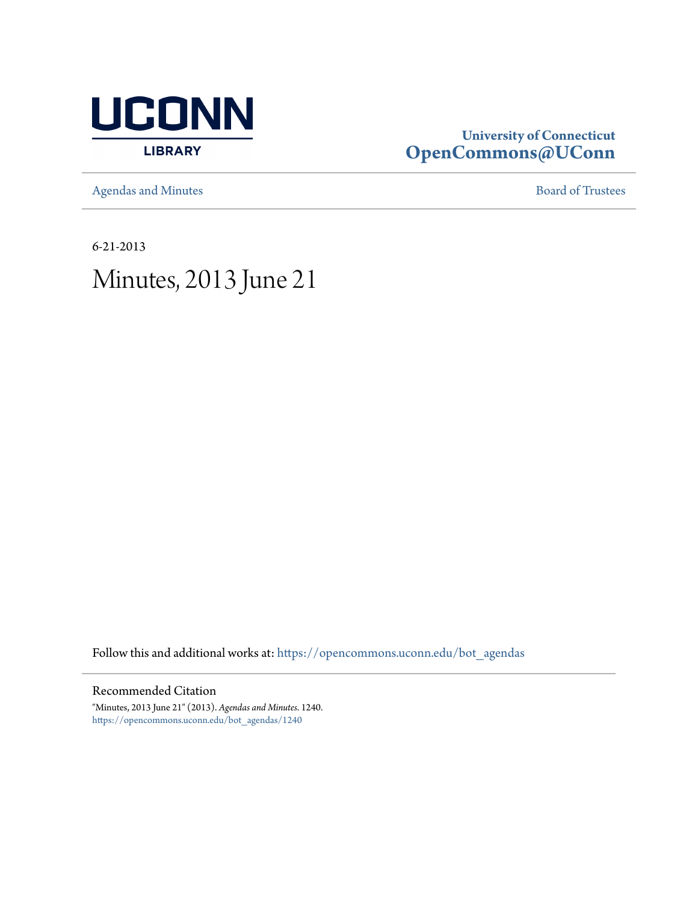UCONN LIBRARY

**University of Connecticut**
**OpenCommons@UConn**

Agendas and Minutes — Board of Trustees

6-21-2013

# Minutes, 2013 June 21

Follow this and additional works at: https://opencommons.uconn.edu/bot_agendas

## Recommended Citation

"Minutes, 2013 June 21" (2013). *Agendas and Minutes*. 1240.
https://opencommons.uconn.edu/bot_agendas/1240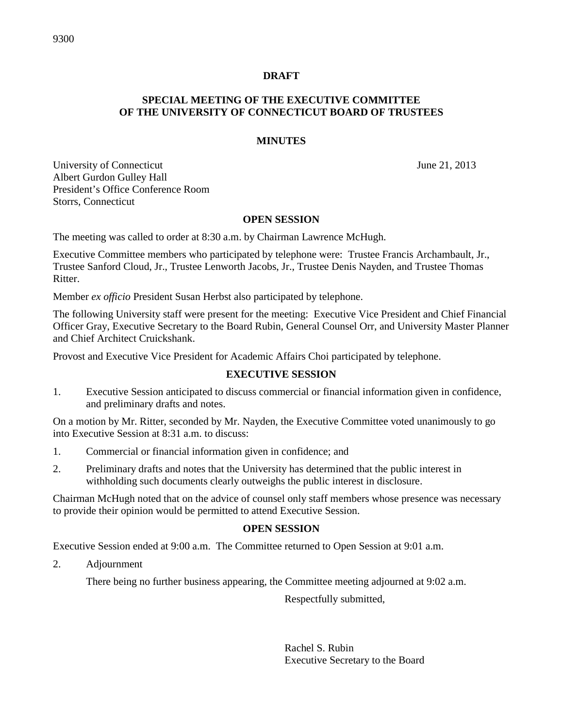**DRAFT**

**SPECIAL MEETING OF THE EXECUTIVE COMMITTEE OF THE UNIVERSITY OF CONNECTICUT BOARD OF TRUSTEES**

**MINUTES**

University of Connecticut
Albert Gurdon Gulley Hall
President's Office Conference Room
Storrs, Connecticut

June 21, 2013

**OPEN SESSION**

The meeting was called to order at 8:30 a.m. by Chairman Lawrence McHugh.

Executive Committee members who participated by telephone were: Trustee Francis Archambault, Jr., Trustee Sanford Cloud, Jr., Trustee Lenworth Jacobs, Jr., Trustee Denis Nayden, and Trustee Thomas Ritter.

Member *ex officio* President Susan Herbst also participated by telephone.

The following University staff were present for the meeting: Executive Vice President and Chief Financial Officer Gray, Executive Secretary to the Board Rubin, General Counsel Orr, and University Master Planner and Chief Architect Cruickshank.

Provost and Executive Vice President for Academic Affairs Choi participated by telephone.

**EXECUTIVE SESSION**

1. Executive Session anticipated to discuss commercial or financial information given in confidence, and preliminary drafts and notes.

On a motion by Mr. Ritter, seconded by Mr. Nayden, the Executive Committee voted unanimously to go into Executive Session at 8:31 a.m. to discuss:

1. Commercial or financial information given in confidence; and
2. Preliminary drafts and notes that the University has determined that the public interest in withholding such documents clearly outweighs the public interest in disclosure.

Chairman McHugh noted that on the advice of counsel only staff members whose presence was necessary to provide their opinion would be permitted to attend Executive Session.

**OPEN SESSION**

Executive Session ended at 9:00 a.m. The Committee returned to Open Session at 9:01 a.m.

2. Adjournment

   There being no further business appearing, the Committee meeting adjourned at 9:02 a.m.

Respectfully submitted,

Rachel S. Rubin
Executive Secretary to the Board